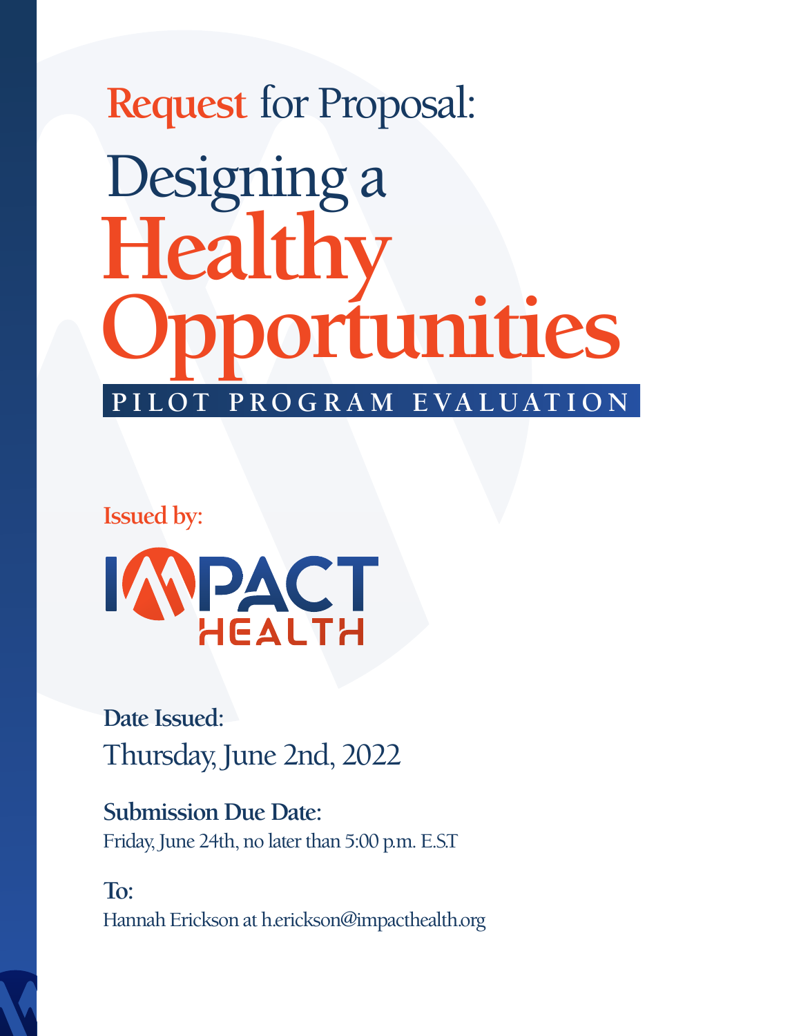# Request for Proposal:

# Designing a Healthy Opportunities

## PILOT PROGRAM EVALUATION

**Issued by:**

IMPACT HEALTH

**Date Issued:**

Thursday, June 2nd, 2022

**Submission Due Date:**

Friday, June 24th, no later than 5:00 p.m. E.S.T

**To:**

Hannah Erickson at h.erickson@impacthealth.org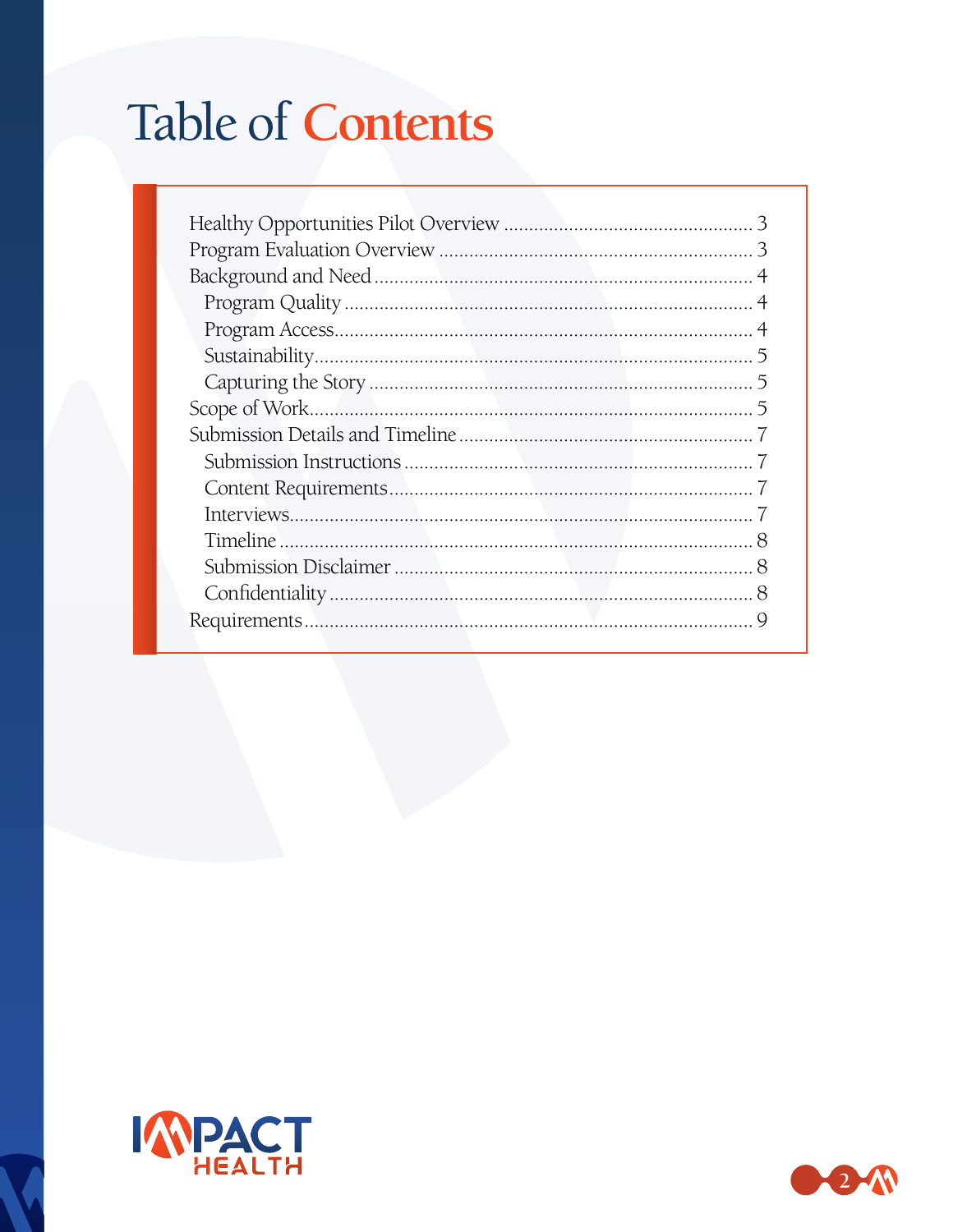# Table of Contents

- Healthy Opportunities Pilot Overview ........ 3
- Program Evaluation Overview ........ 3
- Background and Need ........ 4
  - Program Quality ........ 4
  - Program Access ........ 4
  - Sustainability ........ 5
  - Capturing the Story ........ 5
- Scope of Work ........ 5
- Submission Details and Timeline ........ 7
  - Submission Instructions ........ 7
  - Content Requirements ........ 7
  - Interviews ........ 7
  - Timeline ........ 8
  - Submission Disclaimer ........ 8
  - Confidentiality ........ 8
- Requirements ........ 9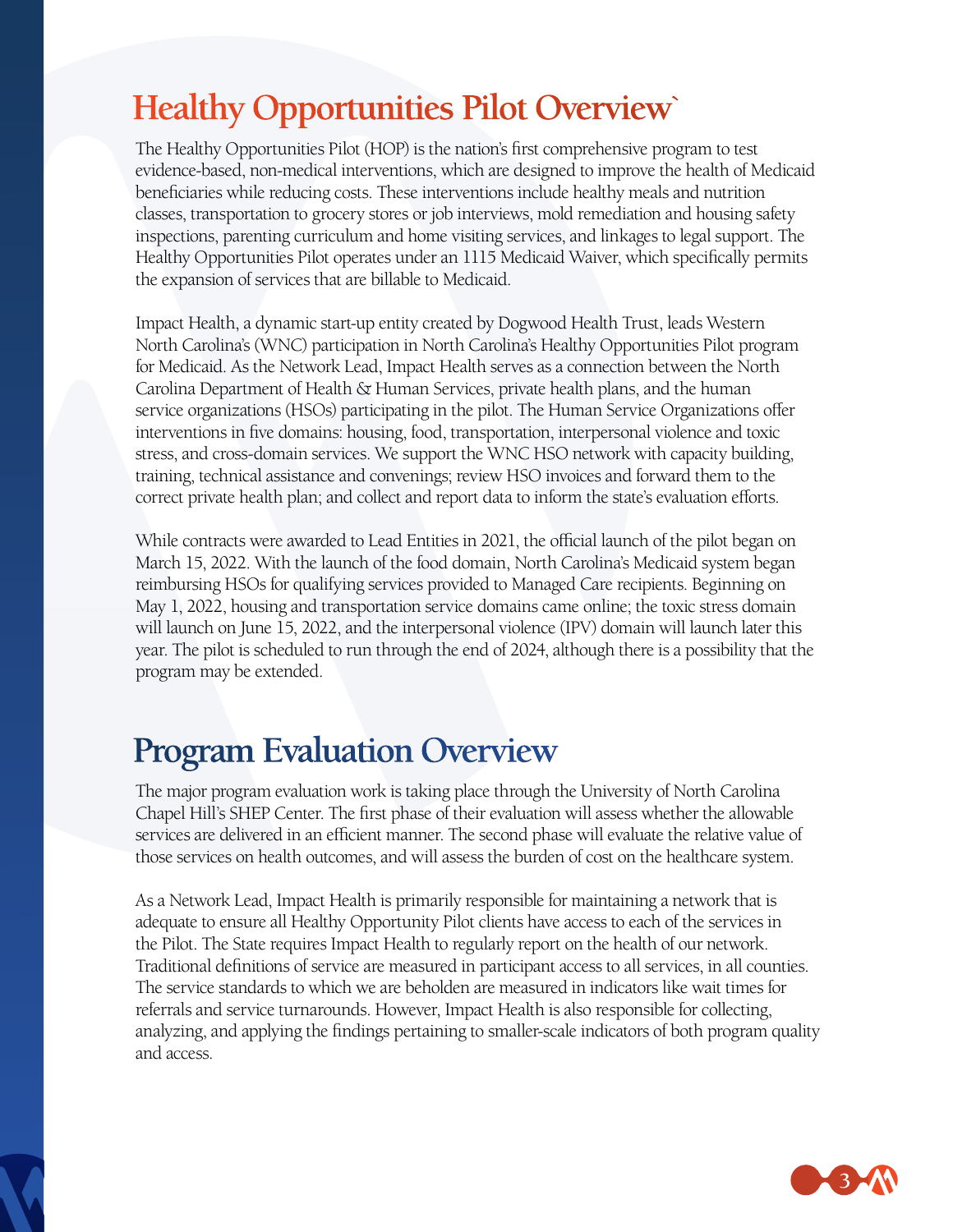# Healthy Opportunities Pilot Overview`

The Healthy Opportunities Pilot (HOP) is the nation's first comprehensive program to test evidence-based, non-medical interventions, which are designed to improve the health of Medicaid beneficiaries while reducing costs. These interventions include healthy meals and nutrition classes, transportation to grocery stores or job interviews, mold remediation and housing safety inspections, parenting curriculum and home visiting services, and linkages to legal support. The Healthy Opportunities Pilot operates under an 1115 Medicaid Waiver, which specifically permits the expansion of services that are billable to Medicaid.

Impact Health, a dynamic start-up entity created by Dogwood Health Trust, leads Western North Carolina's (WNC) participation in North Carolina's Healthy Opportunities Pilot program for Medicaid. As the Network Lead, Impact Health serves as a connection between the North Carolina Department of Health & Human Services, private health plans, and the human service organizations (HSOs) participating in the pilot. The Human Service Organizations offer interventions in five domains: housing, food, transportation, interpersonal violence and toxic stress, and cross-domain services. We support the WNC HSO network with capacity building, training, technical assistance and convenings; review HSO invoices and forward them to the correct private health plan; and collect and report data to inform the state's evaluation efforts.

While contracts were awarded to Lead Entities in 2021, the official launch of the pilot began on March 15, 2022. With the launch of the food domain, North Carolina's Medicaid system began reimbursing HSOs for qualifying services provided to Managed Care recipients. Beginning on May 1, 2022, housing and transportation service domains came online; the toxic stress domain will launch on June 15, 2022, and the interpersonal violence (IPV) domain will launch later this year. The pilot is scheduled to run through the end of 2024, although there is a possibility that the program may be extended.

# Program Evaluation Overview

The major program evaluation work is taking place through the University of North Carolina Chapel Hill's SHEP Center. The first phase of their evaluation will assess whether the allowable services are delivered in an efficient manner. The second phase will evaluate the relative value of those services on health outcomes, and will assess the burden of cost on the healthcare system.

As a Network Lead, Impact Health is primarily responsible for maintaining a network that is adequate to ensure all Healthy Opportunity Pilot clients have access to each of the services in the Pilot. The State requires Impact Health to regularly report on the health of our network. Traditional definitions of service are measured in participant access to all services, in all counties. The service standards to which we are beholden are measured in indicators like wait times for referrals and service turnarounds. However, Impact Health is also responsible for collecting, analyzing, and applying the findings pertaining to smaller-scale indicators of both program quality and access.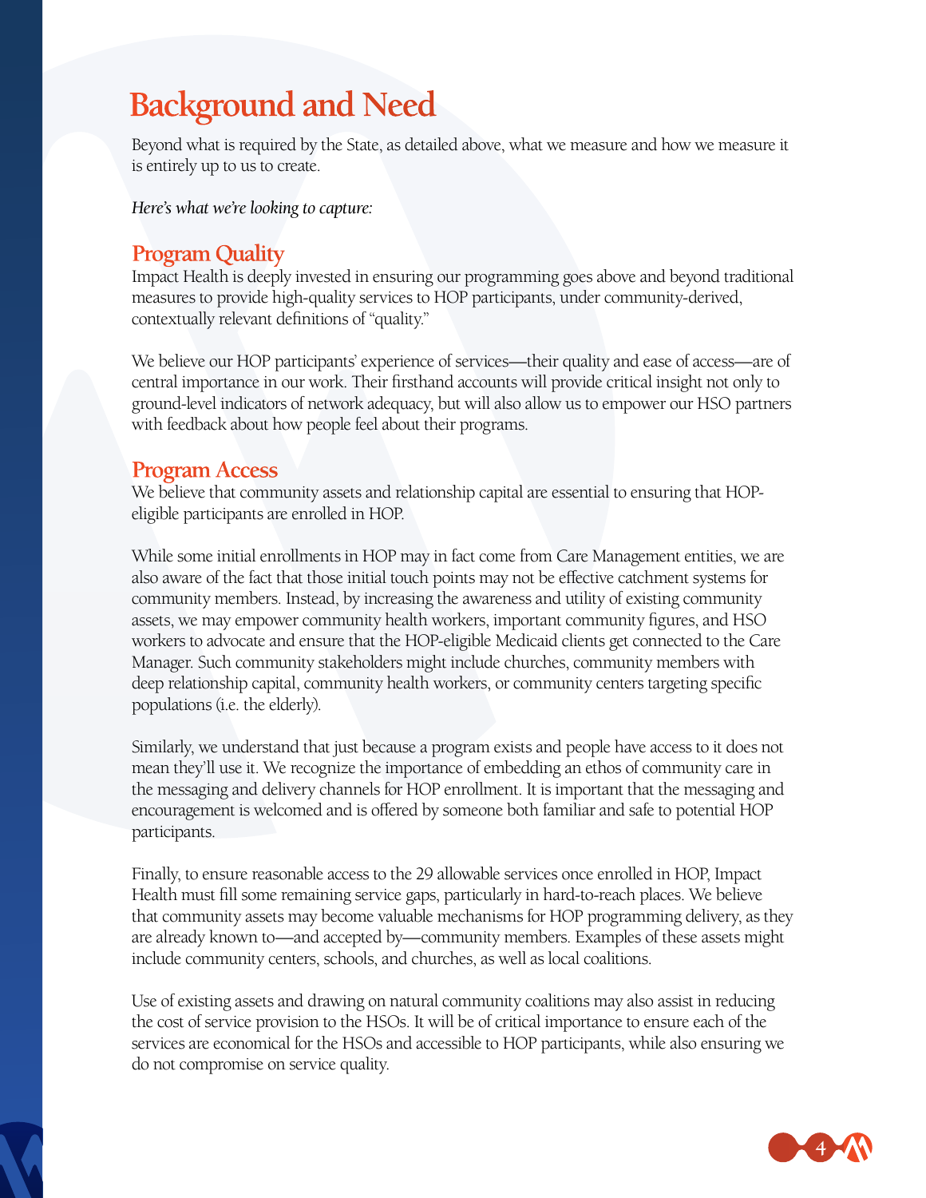# Background and Need

Beyond what is required by the State, as detailed above, what we measure and how we measure it is entirely up to us to create.

*Here's what we're looking to capture:*

## Program Quality

Impact Health is deeply invested in ensuring our programming goes above and beyond traditional measures to provide high-quality services to HOP participants, under community-derived, contextually relevant definitions of "quality."

We believe our HOP participants' experience of services—their quality and ease of access—are of central importance in our work. Their firsthand accounts will provide critical insight not only to ground-level indicators of network adequacy, but will also allow us to empower our HSO partners with feedback about how people feel about their programs.

## Program Access

We believe that community assets and relationship capital are essential to ensuring that HOP-eligible participants are enrolled in HOP.

While some initial enrollments in HOP may in fact come from Care Management entities, we are also aware of the fact that those initial touch points may not be effective catchment systems for community members. Instead, by increasing the awareness and utility of existing community assets, we may empower community health workers, important community figures, and HSO workers to advocate and ensure that the HOP-eligible Medicaid clients get connected to the Care Manager. Such community stakeholders might include churches, community members with deep relationship capital, community health workers, or community centers targeting specific populations (i.e. the elderly).

Similarly, we understand that just because a program exists and people have access to it does not mean they'll use it. We recognize the importance of embedding an ethos of community care in the messaging and delivery channels for HOP enrollment. It is important that the messaging and encouragement is welcomed and is offered by someone both familiar and safe to potential HOP participants.

Finally, to ensure reasonable access to the 29 allowable services once enrolled in HOP, Impact Health must fill some remaining service gaps, particularly in hard-to-reach places. We believe that community assets may become valuable mechanisms for HOP programming delivery, as they are already known to—and accepted by—community members. Examples of these assets might include community centers, schools, and churches, as well as local coalitions.

Use of existing assets and drawing on natural community coalitions may also assist in reducing the cost of service provision to the HSOs. It will be of critical importance to ensure each of the services are economical for the HSOs and accessible to HOP participants, while also ensuring we do not compromise on service quality.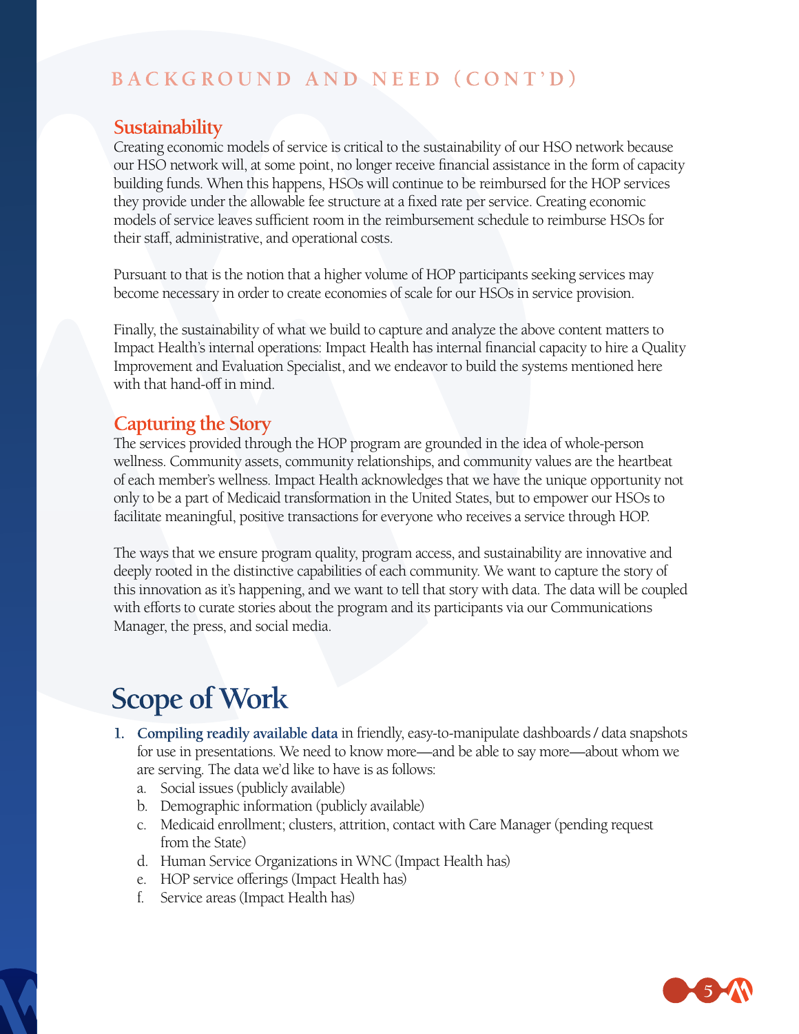## BACKGROUND AND NEED (CONT'D)

### Sustainability

Creating economic models of service is critical to the sustainability of our HSO network because our HSO network will, at some point, no longer receive financial assistance in the form of capacity building funds. When this happens, HSOs will continue to be reimbursed for the HOP services they provide under the allowable fee structure at a fixed rate per service. Creating economic models of service leaves sufficient room in the reimbursement schedule to reimburse HSOs for their staff, administrative, and operational costs.

Pursuant to that is the notion that a higher volume of HOP participants seeking services may become necessary in order to create economies of scale for our HSOs in service provision.

Finally, the sustainability of what we build to capture and analyze the above content matters to Impact Health's internal operations: Impact Health has internal financial capacity to hire a Quality Improvement and Evaluation Specialist, and we endeavor to build the systems mentioned here with that hand-off in mind.

### Capturing the Story

The services provided through the HOP program are grounded in the idea of whole-person wellness. Community assets, community relationships, and community values are the heartbeat of each member's wellness. Impact Health acknowledges that we have the unique opportunity not only to be a part of Medicaid transformation in the United States, but to empower our HSOs to facilitate meaningful, positive transactions for everyone who receives a service through HOP.

The ways that we ensure program quality, program access, and sustainability are innovative and deeply rooted in the distinctive capabilities of each community. We want to capture the story of this innovation as it's happening, and we want to tell that story with data. The data will be coupled with efforts to curate stories about the program and its participants via our Communications Manager, the press, and social media.

# Scope of Work

1. **Compiling readily available data** in friendly, easy-to-manipulate dashboards / data snapshots for use in presentations. We need to know more—and be able to say more—about whom we are serving. The data we'd like to have is as follows:
   a. Social issues (publicly available)
   b. Demographic information (publicly available)
   c. Medicaid enrollment; clusters, attrition, contact with Care Manager (pending request from the State)
   d. Human Service Organizations in WNC (Impact Health has)
   e. HOP service offerings (Impact Health has)
   f. Service areas (Impact Health has)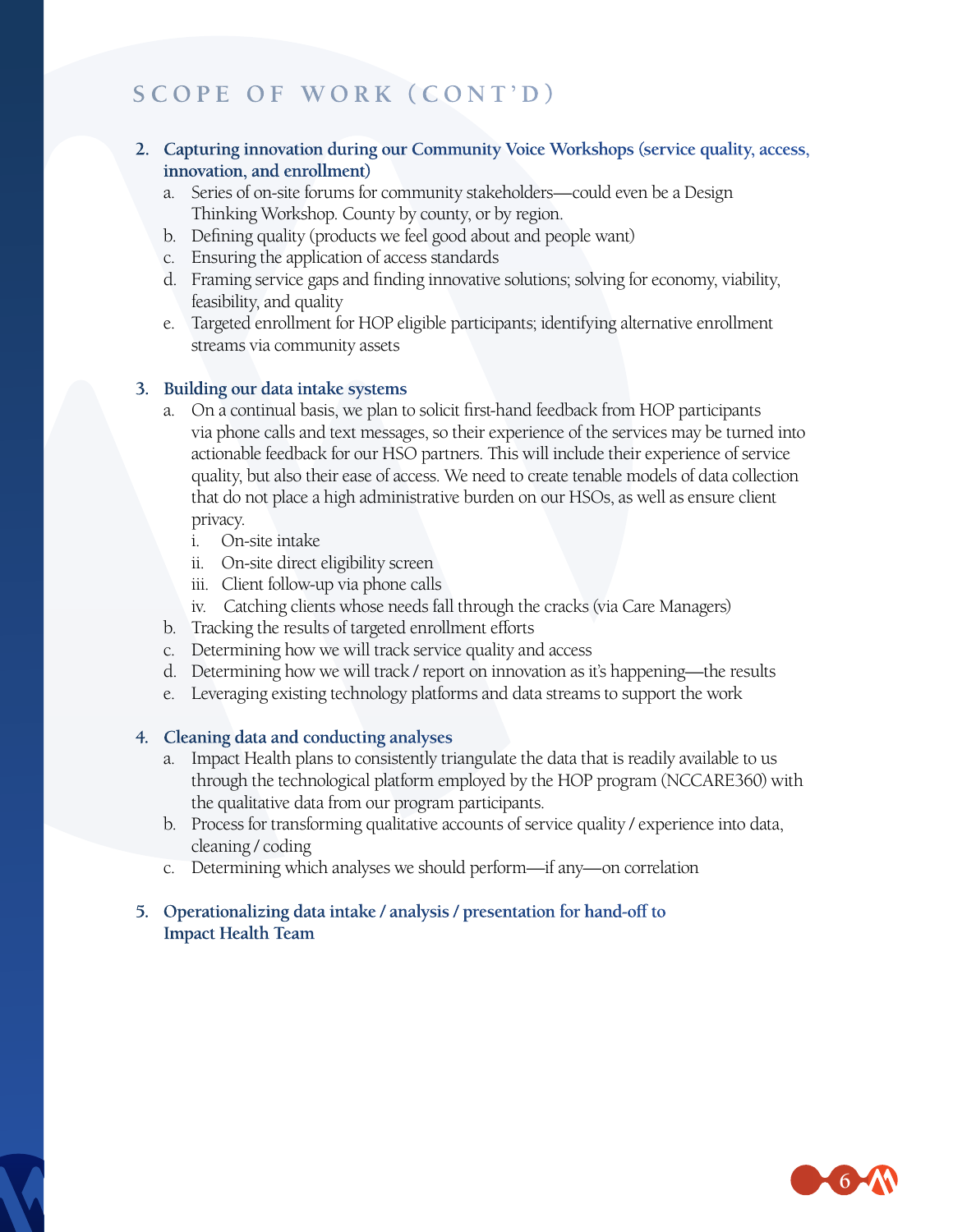## SCOPE OF WORK (CONT'D)

2. **Capturing innovation during our Community Voice Workshops (service quality, access, innovation, and enrollment)**
    a. Series of on-site forums for community stakeholders—could even be a Design Thinking Workshop. County by county, or by region.
    b. Defining quality (products we feel good about and people want)
    c. Ensuring the application of access standards
    d. Framing service gaps and finding innovative solutions; solving for economy, viability, feasibility, and quality
    e. Targeted enrollment for HOP eligible participants; identifying alternative enrollment streams via community assets

3. **Building our data intake systems**
    a. On a continual basis, we plan to solicit first-hand feedback from HOP participants via phone calls and text messages, so their experience of the services may be turned into actionable feedback for our HSO partners. This will include their experience of service quality, but also their ease of access. We need to create tenable models of data collection that do not place a high administrative burden on our HSOs, as well as ensure client privacy.
        i. On-site intake
        ii. On-site direct eligibility screen
        iii. Client follow-up via phone calls
        iv. Catching clients whose needs fall through the cracks (via Care Managers)
    b. Tracking the results of targeted enrollment efforts
    c. Determining how we will track service quality and access
    d. Determining how we will track / report on innovation as it's happening—the results
    e. Leveraging existing technology platforms and data streams to support the work

4. **Cleaning data and conducting analyses**
    a. Impact Health plans to consistently triangulate the data that is readily available to us through the technological platform employed by the HOP program (NCCARE360) with the qualitative data from our program participants.
    b. Process for transforming qualitative accounts of service quality / experience into data, cleaning / coding
    c. Determining which analyses we should perform—if any—on correlation

5. **Operationalizing data intake / analysis / presentation for hand-off to Impact Health Team**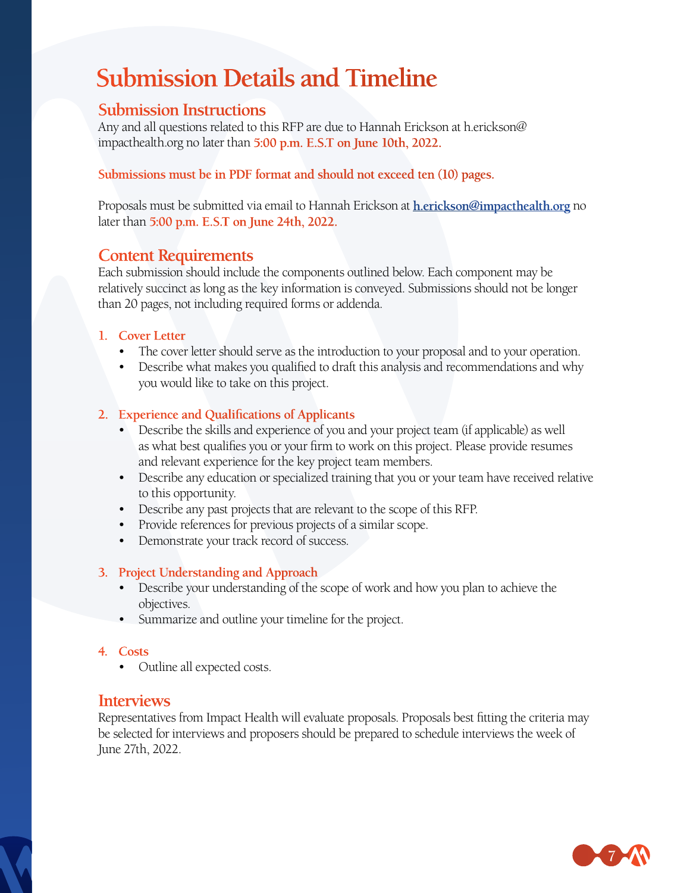# Submission Details and Timeline

## Submission Instructions

Any and all questions related to this RFP are due to Hannah Erickson at h.erickson@impacthealth.org no later than **5:00 p.m. E.S.T on June 10th, 2022.**

**Submissions must be in PDF format and should not exceed ten (10) pages.**

Proposals must be submitted via email to Hannah Erickson at **h.erickson@impacthealth.org** no later than **5:00 p.m. E.S.T on June 24th, 2022.**

## Content Requirements

Each submission should include the components outlined below. Each component may be relatively succinct as long as the key information is conveyed. Submissions should not be longer than 20 pages, not including required forms or addenda.

1. **Cover Letter**
   - The cover letter should serve as the introduction to your proposal and to your operation.
   - Describe what makes you qualified to draft this analysis and recommendations and why you would like to take on this project.

2. **Experience and Qualifications of Applicants**
   - Describe the skills and experience of you and your project team (if applicable) as well as what best qualifies you or your firm to work on this project. Please provide resumes and relevant experience for the key project team members.
   - Describe any education or specialized training that you or your team have received relative to this opportunity.
   - Describe any past projects that are relevant to the scope of this RFP.
   - Provide references for previous projects of a similar scope.
   - Demonstrate your track record of success.

3. **Project Understanding and Approach**
   - Describe your understanding of the scope of work and how you plan to achieve the objectives.
   - Summarize and outline your timeline for the project.

4. **Costs**
   - Outline all expected costs.

## Interviews

Representatives from Impact Health will evaluate proposals. Proposals best fitting the criteria may be selected for interviews and proposers should be prepared to schedule interviews the week of June 27th, 2022.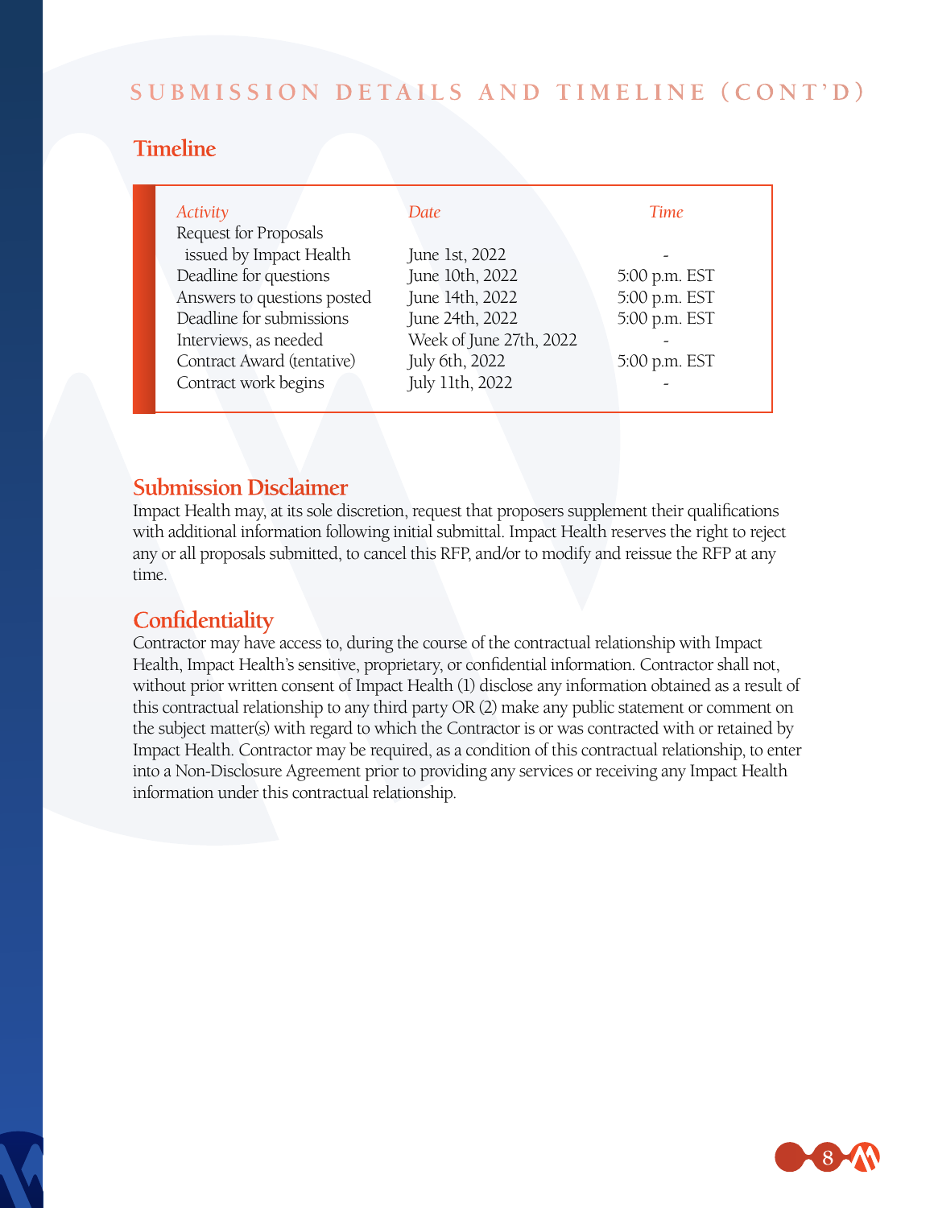## SUBMISSION DETAILS AND TIMELINE (CONT'D)

### Timeline

| *Activity* | *Date* | *Time* |
|---|---|---|
| Request for Proposals issued by Impact Health | June 1st, 2022 | - |
| Deadline for questions | June 10th, 2022 | 5:00 p.m. EST |
| Answers to questions posted | June 14th, 2022 | 5:00 p.m. EST |
| Deadline for submissions | June 24th, 2022 | 5:00 p.m. EST |
| Interviews, as needed | Week of June 27th, 2022 | - |
| Contract Award (tentative) | July 6th, 2022 | 5:00 p.m. EST |
| Contract work begins | July 11th, 2022 | - |

### Submission Disclaimer

Impact Health may, at its sole discretion, request that proposers supplement their qualifications with additional information following initial submittal. Impact Health reserves the right to reject any or all proposals submitted, to cancel this RFP, and/or to modify and reissue the RFP at any time.

### Confidentiality

Contractor may have access to, during the course of the contractual relationship with Impact Health, Impact Health's sensitive, proprietary, or confidential information. Contractor shall not, without prior written consent of Impact Health (1) disclose any information obtained as a result of this contractual relationship to any third party OR (2) make any public statement or comment on the subject matter(s) with regard to which the Contractor is or was contracted with or retained by Impact Health. Contractor may be required, as a condition of this contractual relationship, to enter into a Non-Disclosure Agreement prior to providing any services or receiving any Impact Health information under this contractual relationship.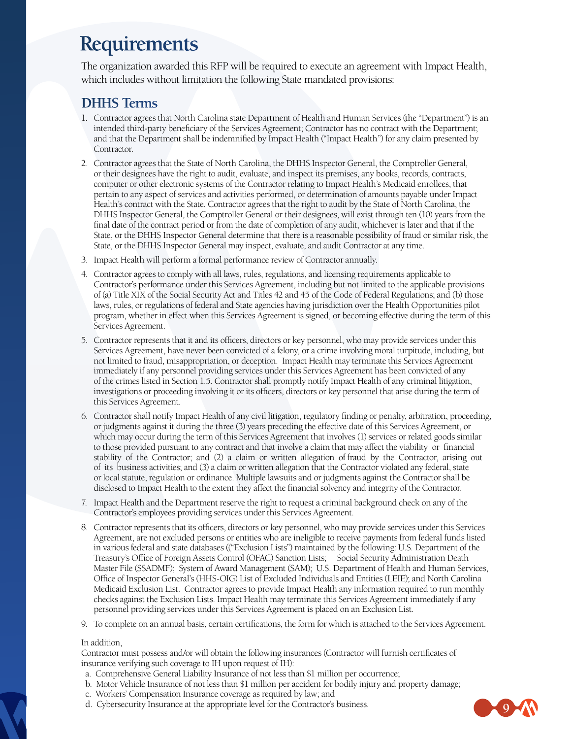# Requirements

The organization awarded this RFP will be required to execute an agreement with Impact Health, which includes without limitation the following State mandated provisions:

## DHHS Terms

1. Contractor agrees that North Carolina state Department of Health and Human Services (the "Department") is an intended third-party beneficiary of the Services Agreement; Contractor has no contract with the Department; and that the Department shall be indemnified by Impact Health ("Impact Health") for any claim presented by Contractor.
2. Contractor agrees that the State of North Carolina, the DHHS Inspector General, the Comptroller General, or their designees have the right to audit, evaluate, and inspect its premises, any books, records, contracts, computer or other electronic systems of the Contractor relating to Impact Health's Medicaid enrollees, that pertain to any aspect of services and activities performed, or determination of amounts payable under Impact Health's contract with the State. Contractor agrees that the right to audit by the State of North Carolina, the DHHS Inspector General, the Comptroller General or their designees, will exist through ten (10) years from the final date of the contract period or from the date of completion of any audit, whichever is later and that if the State, or the DHHS Inspector General determine that there is a reasonable possibility of fraud or similar risk, the State, or the DHHS Inspector General may inspect, evaluate, and audit Contractor at any time.
3. Impact Health will perform a formal performance review of Contractor annually.
4. Contractor agrees to comply with all laws, rules, regulations, and licensing requirements applicable to Contractor's performance under this Services Agreement, including but not limited to the applicable provisions of (a) Title XIX of the Social Security Act and Titles 42 and 45 of the Code of Federal Regulations; and (b) those laws, rules, or regulations of federal and State agencies having jurisdiction over the Health Opportunities pilot program, whether in effect when this Services Agreement is signed, or becoming effective during the term of this Services Agreement.
5. Contractor represents that it and its officers, directors or key personnel, who may provide services under this Services Agreement, have never been convicted of a felony, or a crime involving moral turpitude, including, but not limited to fraud, misappropriation, or deception. Impact Health may terminate this Services Agreement immediately if any personnel providing services under this Services Agreement has been convicted of any of the crimes listed in Section 1.5. Contractor shall promptly notify Impact Health of any criminal litigation, investigations or proceeding involving it or its officers, directors or key personnel that arise during the term of this Services Agreement.
6. Contractor shall notify Impact Health of any civil litigation, regulatory finding or penalty, arbitration, proceeding, or judgments against it during the three (3) years preceding the effective date of this Services Agreement, or which may occur during the term of this Services Agreement that involves (1) services or related goods similar to those provided pursuant to any contract and that involve a claim that may affect the viability or financial stability of the Contractor; and (2) a claim or written allegation of fraud by the Contractor, arising out of its business activities; and (3) a claim or written allegation that the Contractor violated any federal, state or local statute, regulation or ordinance. Multiple lawsuits and or judgments against the Contractor shall be disclosed to Impact Health to the extent they affect the financial solvency and integrity of the Contractor.
7. Impact Health and the Department reserve the right to request a criminal background check on any of the Contractor's employees providing services under this Services Agreement.
8. Contractor represents that its officers, directors or key personnel, who may provide services under this Services Agreement, are not excluded persons or entities who are ineligible to receive payments from federal funds listed in various federal and state databases (("Exclusion Lists") maintained by the following: U.S. Department of the Treasury's Office of Foreign Assets Control (OFAC) Sanction Lists; Social Security Administration Death Master File (SSADMF); System of Award Management (SAM); U.S. Department of Health and Human Services, Office of Inspector General's (HHS-OIG) List of Excluded Individuals and Entities (LEIE); and North Carolina Medicaid Exclusion List. Contractor agrees to provide Impact Health any information required to run monthly checks against the Exclusion Lists. Impact Health may terminate this Services Agreement immediately if any personnel providing services under this Services Agreement is placed on an Exclusion List.
9. To complete on an annual basis, certain certifications, the form for which is attached to the Services Agreement.

In addition,

Contractor must possess and/or will obtain the following insurances (Contractor will furnish certificates of insurance verifying such coverage to IH upon request of IH):

a. Comprehensive General Liability Insurance of not less than $1 million per occurrence;
b. Motor Vehicle Insurance of not less than $1 million per accident for bodily injury and property damage;
c. Workers' Compensation Insurance coverage as required by law; and
d. Cybersecurity Insurance at the appropriate level for the Contractor's business.